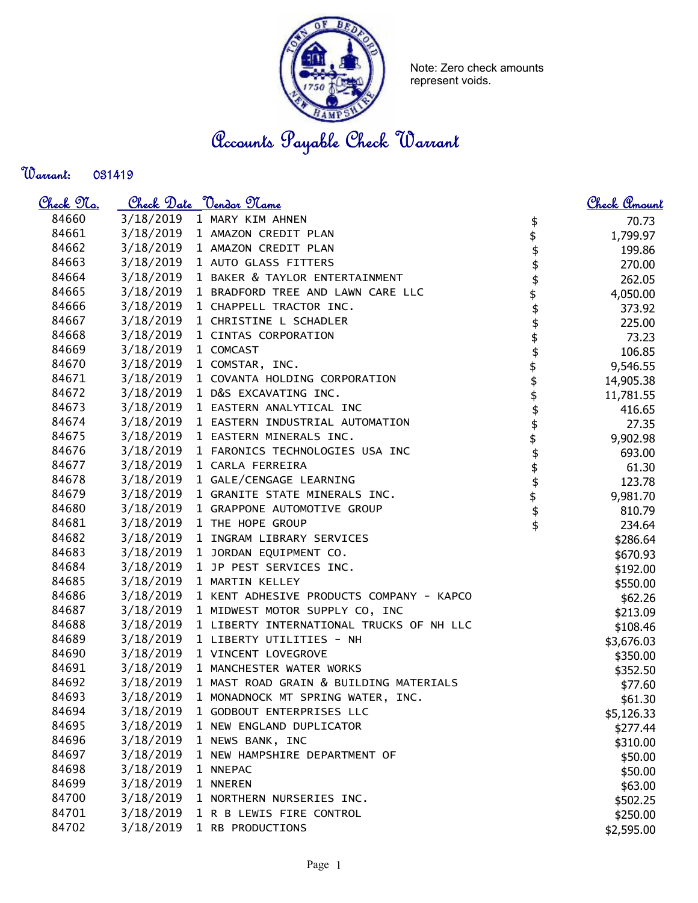Note: Zero check amounts represent voids.

# Accounts Payable Check Warrant

**Warrant:** 031419

| Check No. | Check Date | Vendor Name | | Check Amount |
|---|---|---|---|---|
| 84660 | 3/18/2019 | 1 MARY KIM AHNEN | $ | 70.73 |
| 84661 | 3/18/2019 | 1 AMAZON CREDIT PLAN | $ | 1,799.97 |
| 84662 | 3/18/2019 | 1 AMAZON CREDIT PLAN | $ | 199.86 |
| 84663 | 3/18/2019 | 1 AUTO GLASS FITTERS | $ | 270.00 |
| 84664 | 3/18/2019 | 1 BAKER & TAYLOR ENTERTAINMENT | $ | 262.05 |
| 84665 | 3/18/2019 | 1 BRADFORD TREE AND LAWN CARE LLC | $ | 4,050.00 |
| 84666 | 3/18/2019 | 1 CHAPPELL TRACTOR INC. | $ | 373.92 |
| 84667 | 3/18/2019 | 1 CHRISTINE L SCHADLER | $ | 225.00 |
| 84668 | 3/18/2019 | 1 CINTAS CORPORATION | $ | 73.23 |
| 84669 | 3/18/2019 | 1 COMCAST | $ | 106.85 |
| 84670 | 3/18/2019 | 1 COMSTAR, INC. | $ | 9,546.55 |
| 84671 | 3/18/2019 | 1 COVANTA HOLDING CORPORATION | $ | 14,905.38 |
| 84672 | 3/18/2019 | 1 D&S EXCAVATING INC. | $ | 11,781.55 |
| 84673 | 3/18/2019 | 1 EASTERN ANALYTICAL INC | $ | 416.65 |
| 84674 | 3/18/2019 | 1 EASTERN INDUSTRIAL AUTOMATION | $ | 27.35 |
| 84675 | 3/18/2019 | 1 EASTERN MINERALS INC. | $ | 9,902.98 |
| 84676 | 3/18/2019 | 1 FARONICS TECHNOLOGIES USA INC | $ | 693.00 |
| 84677 | 3/18/2019 | 1 CARLA FERREIRA | $ | 61.30 |
| 84678 | 3/18/2019 | 1 GALE/CENGAGE LEARNING | $ | 123.78 |
| 84679 | 3/18/2019 | 1 GRANITE STATE MINERALS INC. | $ | 9,981.70 |
| 84680 | 3/18/2019 | 1 GRAPPONE AUTOMOTIVE GROUP | $ | 810.79 |
| 84681 | 3/18/2019 | 1 THE HOPE GROUP | $ | 234.64 |
| 84682 | 3/18/2019 | 1 INGRAM LIBRARY SERVICES | | $286.64 |
| 84683 | 3/18/2019 | 1 JORDAN EQUIPMENT CO. | | $670.93 |
| 84684 | 3/18/2019 | 1 JP PEST SERVICES INC. | | $192.00 |
| 84685 | 3/18/2019 | 1 MARTIN KELLEY | | $550.00 |
| 84686 | 3/18/2019 | 1 KENT ADHESIVE PRODUCTS COMPANY - KAPCO | | $62.26 |
| 84687 | 3/18/2019 | 1 MIDWEST MOTOR SUPPLY CO, INC | | $213.09 |
| 84688 | 3/18/2019 | 1 LIBERTY INTERNATIONAL TRUCKS OF NH LLC | | $108.46 |
| 84689 | 3/18/2019 | 1 LIBERTY UTILITIES - NH | | $3,676.03 |
| 84690 | 3/18/2019 | 1 VINCENT LOVEGROVE | | $350.00 |
| 84691 | 3/18/2019 | 1 MANCHESTER WATER WORKS | | $352.50 |
| 84692 | 3/18/2019 | 1 MAST ROAD GRAIN & BUILDING MATERIALS | | $77.60 |
| 84693 | 3/18/2019 | 1 MONADNOCK MT SPRING WATER, INC. | | $61.30 |
| 84694 | 3/18/2019 | 1 GODBOUT ENTERPRISES LLC | | $5,126.33 |
| 84695 | 3/18/2019 | 1 NEW ENGLAND DUPLICATOR | | $277.44 |
| 84696 | 3/18/2019 | 1 NEWS BANK, INC | | $310.00 |
| 84697 | 3/18/2019 | 1 NEW HAMPSHIRE DEPARTMENT OF | | $50.00 |
| 84698 | 3/18/2019 | 1 NNEPAC | | $50.00 |
| 84699 | 3/18/2019 | 1 NNEREN | | $63.00 |
| 84700 | 3/18/2019 | 1 NORTHERN NURSERIES INC. | | $502.25 |
| 84701 | 3/18/2019 | 1 R B LEWIS FIRE CONTROL | | $250.00 |
| 84702 | 3/18/2019 | 1 RB PRODUCTIONS | | $2,595.00 |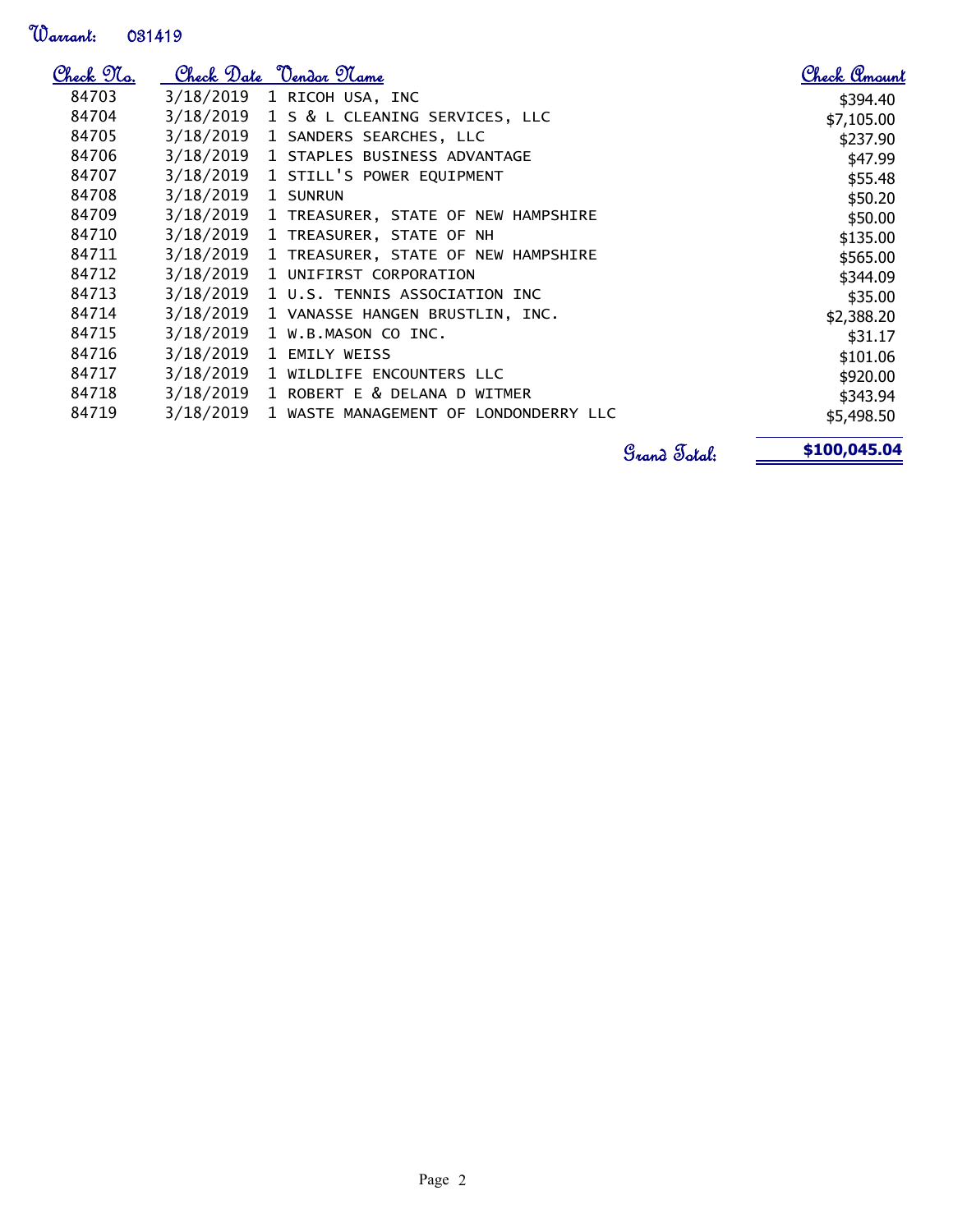Warrant: 031419

| Check No. | Check Date | Vendor Name | Check Amount |
|---|---|---|---|
| 84703 | 3/18/2019 | 1 RICOH USA, INC | $394.40 |
| 84704 | 3/18/2019 | 1 S & L CLEANING SERVICES, LLC | $7,105.00 |
| 84705 | 3/18/2019 | 1 SANDERS SEARCHES, LLC | $237.90 |
| 84706 | 3/18/2019 | 1 STAPLES BUSINESS ADVANTAGE | $47.99 |
| 84707 | 3/18/2019 | 1 STILL'S POWER EQUIPMENT | $55.48 |
| 84708 | 3/18/2019 | 1 SUNRUN | $50.20 |
| 84709 | 3/18/2019 | 1 TREASURER, STATE OF NEW HAMPSHIRE | $50.00 |
| 84710 | 3/18/2019 | 1 TREASURER, STATE OF NH | $135.00 |
| 84711 | 3/18/2019 | 1 TREASURER, STATE OF NEW HAMPSHIRE | $565.00 |
| 84712 | 3/18/2019 | 1 UNIFIRST CORPORATION | $344.09 |
| 84713 | 3/18/2019 | 1 U.S. TENNIS ASSOCIATION INC | $35.00 |
| 84714 | 3/18/2019 | 1 VANASSE HANGEN BRUSTLIN, INC. | $2,388.20 |
| 84715 | 3/18/2019 | 1 W.B.MASON CO INC. | $31.17 |
| 84716 | 3/18/2019 | 1 EMILY WEISS | $101.06 |
| 84717 | 3/18/2019 | 1 WILDLIFE ENCOUNTERS LLC | $920.00 |
| 84718 | 3/18/2019 | 1 ROBERT E & DELANA D WITMER | $343.94 |
| 84719 | 3/18/2019 | 1 WASTE MANAGEMENT OF LONDONDERRY LLC | $5,498.50 |
| | | Grand Total: | **$100,045.04** |